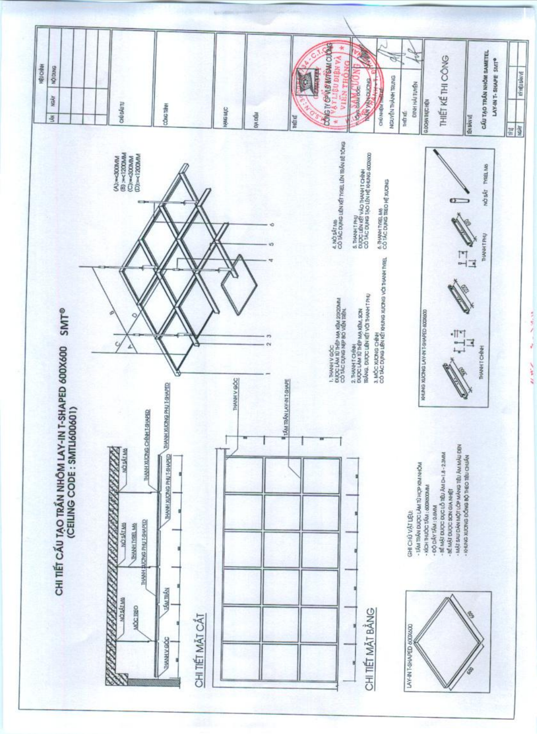# CHI TIẾT CẤU TẠO TRẦN NHÔM LAY-IN T-SHAPED 600X600 SMT®
## (CEILING CODE : SMTLI600601)

### CHI TIẾT MẶT CẮT

NỞ SẮT M6 — MÓC TREO — TẤM TRẦN — THANH V GÓC — NỞ SẮT M6 — THANH TYREL M6 — THANH XƯƠNG PHỤ T-SHAPED — THANH XƯƠNG PHỤ T-SHAPED — THANH XƯƠNG CHÍNH T-SHAPED — NỞ SẮT M6 — THANH XƯƠNG PHỤ T-SHAPED

### CHI TIẾT MẶT BẰNG

THANH V GÓC — TẤM TRẦN LAY-IN T-SHAPE

(A)=<300MM
(B) =<1200MM
(C)=<300MM
(D)=<1200MM

1. THANH V GÓC
ĐƯỢC LÀM TỪ THÉP MẠ KẼM 20X20MM
CÓ TÁC DỤNG NẸP BỌ VIỀN TRẦN.

2. THANH T CHÍNH
ĐƯỢC LÀM TỪ THÉP MẠ KẼM, SƠN TRẮNG, ĐƯỢC LIÊN KẾT VỚI THANH T PHỤ

3. MÓC XƯƠNG CHÍNH
CÓ TÁC DỤNG LIÊN KẾT KHUNG XƯƠNG VỚI THANH TYREL

4. NỞ SẮT M6
CÓ TÁC DỤNG LIÊN KẾT TYREL LÊN TRẦN BÊ TÔNG

5. THANH T PHỤ
ĐƯỢC LIÊN KẾT VÀO THANH T CHÍNH
CÓ TÁC DỤNG TẠO LÊN HỆ KHUNG 600X600

6. THANH TYREL M6
CÓ TÁC DỤNG TREO HỆ XƯƠNG

GHI CHÚ VẬT LIỆU:
- TẤM TRẦN ĐƯỢC LÀM TỪ HỢP KIM NHÔM
- KÍCH THƯỚC TẤM : 600X600MM
- ĐỘ DÀY TẤM : 0.6MM
- BỀ MẶT ĐƯỢC ĐỤC LỖ TIÊU ÂM D=1.8 - 2.3MM
- BỀ MẶT ĐƯỢC SƠN GIA NHIỆT
- MẶT SAU DÁN MỘT LỚP MÀNG TIÊU ÂM MÀU ĐEN
- KHUNG XƯƠNG ĐỒNG BỘ THEO TIÊU CHUẨN

LAY-IN T-SHAPED 600X600 — 600 — 600

KHUNG XƯƠNG LAY-IN T-SHAPED 600X600

THANH T CHÍNH (3600) — THANH T PHỤ (1200, 600) — NỞ SẮT — TYREL M6

| HIỆU CHỈNH | | |
|---|---|---|
| LẦN | NGÀY | NỘI DUNG |
| | | |

CHỦ ĐẦU TƯ

CÔNG TRÌNH

HẠNG MỤC

ĐỊA ĐIỂM

THIẾT KẾ
CÔNG TY CP VẬT LIỆU ĐIỆN VÀ VIỄN THÔNG SAM CƯỜNG

TỔNG GIÁM ĐỐC: TRẦN VĂN DƯƠNG

CHỦ NHIỆM: NGUYỄN THÀNH TRUNG

THIẾT KẾ: ĐINH HẢI TUYỀN

GIAI ĐOẠN THỰC HIỆN: THIẾT KẾ THI CÔNG

TÊN BẢN VẼ: CẤU TẠO TRẦN NHÔM SAMETEL LAY-IN T-SHAPE SMT®

TỶ LỆ | NGÀY | KÝ HIỆU BẢN VẼ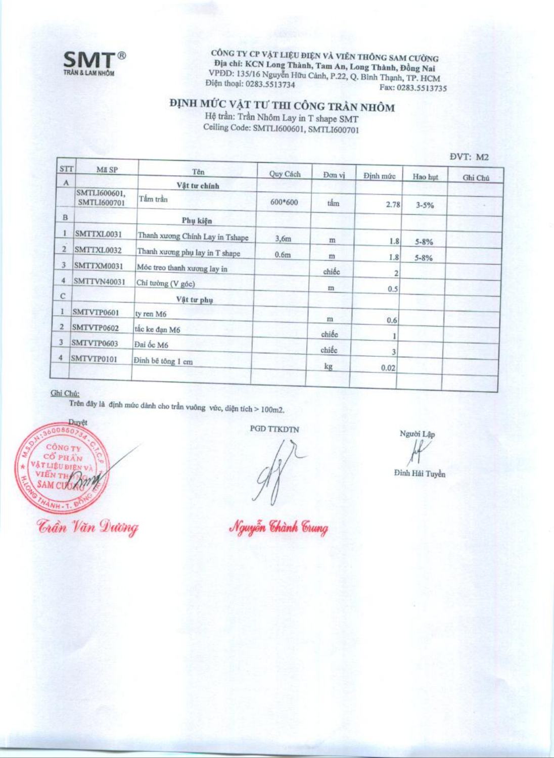**SMT®**
TRẦN & LAM NHÔM

**CÔNG TY CP VẬT LIỆU ĐIỆN VÀ VIỄN THÔNG SAM CƯỜNG**
**Địa chỉ: KCN Long Thành, Tam An, Long Thành, Đồng Nai**
VPĐD: 135/16 Nguyễn Hữu Cảnh, P.22, Q. Bình Thạnh, TP. HCM
Điện thoại: 0283.5513734 Fax: 0283.5513735

# ĐỊNH MỨC VẬT TƯ THI CÔNG TRẦN NHÔM

Hệ trần: Trần Nhôm Lay in T shape SMT
Ceiling Code: SMTLI600601, SMTLI600701

ĐVT: M2

| STT | Mã SP | Tên | Quy Cách | Đơn vị | Định mức | Hao hụt | Ghi Chú |
|---|---|---|---|---|---|---|---|
| A | | **Vật tư chính** | | | | | |
| | SMTLI600601, SMTLI600701 | Tấm trần | 600*600 | tấm | 2.78 | 3-5% | |
| B | | **Phụ kiện** | | | | | |
| 1 | SMTTXL0031 | Thanh xương Chính Lay in Tshape | 3,6m | m | 1.8 | 5-8% | |
| 2 | SMTTXL0032 | Thanh xương phụ lay in T shape | 0.6m | m | 1.8 | 5-8% | |
| 3 | SMTTXM0031 | Móc treo thanh xương lay in | | chiếc | 2 | | |
| 4 | SMTTVN40031 | Chỉ tường (V góc) | | m | 0.5 | | |
| C | | **Vật tư phụ** | | | | | |
| 1 | SMTVTP0601 | ty ren M6 | | m | 0.6 | | |
| 2 | SMTVTP0602 | tắc ke đạn M6 | | chiếc | 1 | | |
| 3 | SMTVTP0603 | Đai ốc M6 | | chiếc | 3 | | |
| 4 | SMTVTP0101 | Đinh bê tông 1 cm | | kg | 0.02 | | |
| | | | | | | | |

<u>Ghi Chú:</u>
Trên đây là định mức dành cho trần vuông vức, diện tích > 100m2.

| Duyệt | PGD TTKDTN | Người Lập |
|---|---|---|
| *Trần Văn Dương* | *Nguyễn Thành Trung* | Đinh Hải Tuyển |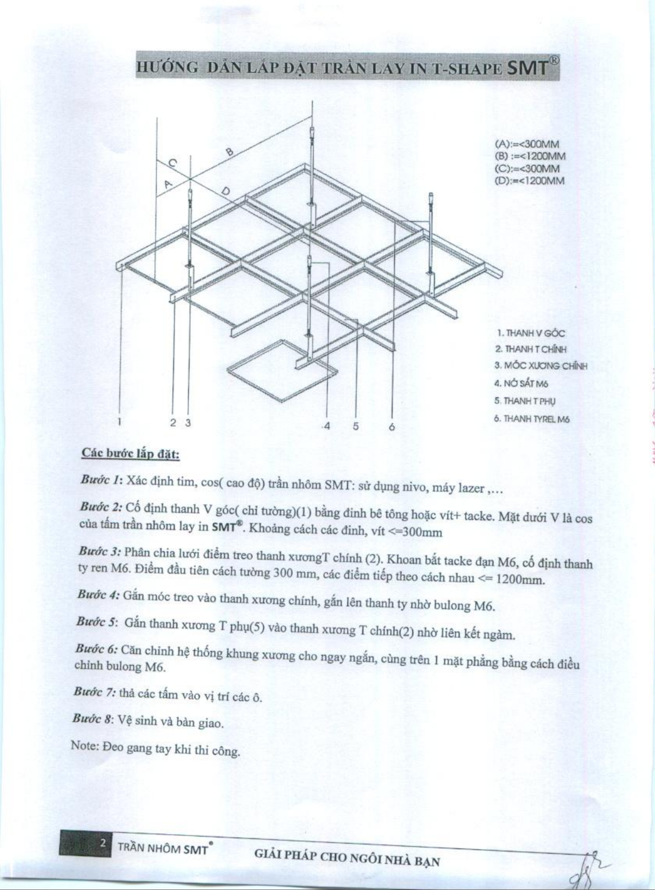# HƯỚNG DẪN LẮP ĐẶT TRẦN LAY IN T-SHAPE SMT®

(A):=<300MM
(B) :=<1200MM
(C):=<300MM
(D):=<1200MM

1. THANH V GÓC
2. THANH T CHÍNH
3. MÓC XƯƠNG CHÍNH
4. NỞ SẮT M6
5. THANH T PHỤ
6. THANH TYREL M6

1 2 3 4 5 6

**Các bước lắp đặt:**

***Bước 1***: Xác định tim, cos( cao độ) trần nhôm SMT: sử dụng nivo, máy lazer ,...

***Bước 2:*** Cố định thanh V góc( chỉ tường)(1) bằng đinh bê tông hoặc vít+ tacke. Mặt dưới V là cos của tấm trần nhôm lay in **SMT®**. Khoảng cách các đinh, vít <=300mm

***Bước 3:*** Phân chia lưới điểm treo thanh xươngT chính (2). Khoan bắt tacke đạn M6, cố định thanh ty ren M6. Điểm đầu tiên cách tường 300 mm, các điểm tiếp theo cách nhau <= 1200mm.

***Bước 4:*** Gắn móc treo vào thanh xương chính, gắn lên thanh ty nhờ bulong M6.

***Bước 5:*** Gắn thanh xương T phụ(5) vào thanh xương T chính(2) nhờ liên kết ngàm.

***Bước 6:*** Căn chỉnh hệ thống khung xương cho ngay ngắn, cùng trên 1 mặt phẳng bằng cách điều chỉnh bulong M6.

***Bước 7:*** thả các tấm vào vị trí các ô.

***Bước 8***: Vệ sinh và bàn giao.

Note: Đeo gang tay khi thi công.